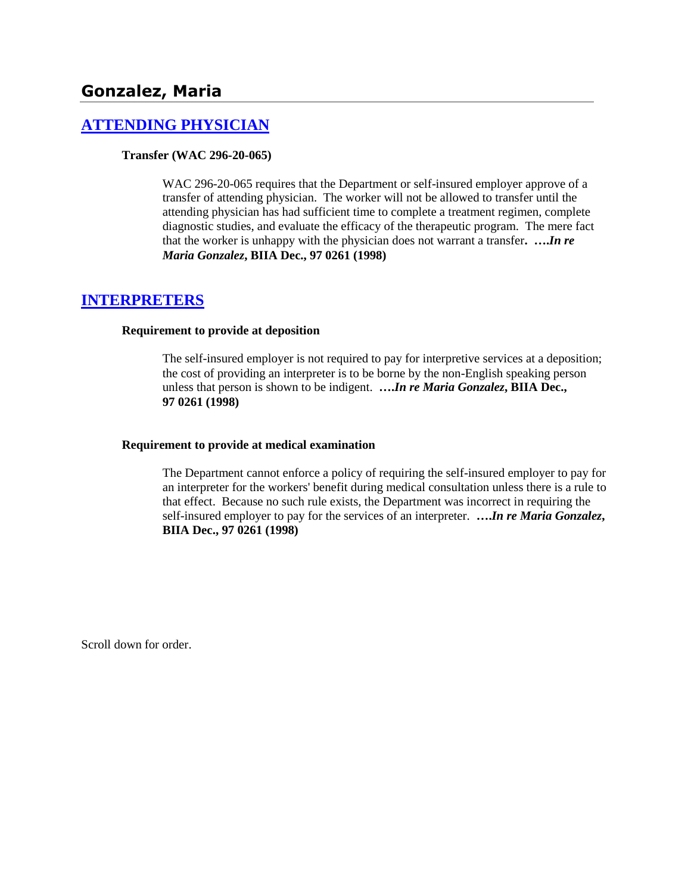# Gonzalez, Maria

## [ATTENDING PHYSICIAN]

### Transfer (WAC 296-20-065)

WAC 296-20-065 requires that the Department or self-insured employer approve of a transfer of attending physician. The worker will not be allowed to transfer until the attending physician has had sufficient time to complete a treatment regimen, complete diagnostic studies, and evaluate the efficacy of the therapeutic program. The mere fact that the worker is unhappy with the physician does not warrant a transfer**. ….*In re Maria Gonzalez*, BIIA Dec., 97 0261 (1998)**

## [INTERPRETERS]

### Requirement to provide at deposition

The self-insured employer is not required to pay for interpretive services at a deposition; the cost of providing an interpreter is to be borne by the non-English speaking person unless that person is shown to be indigent. **….*In re Maria Gonzalez*, BIIA Dec., 97 0261 (1998)**

### Requirement to provide at medical examination

The Department cannot enforce a policy of requiring the self-insured employer to pay for an interpreter for the workers' benefit during medical consultation unless there is a rule to that effect. Because no such rule exists, the Department was incorrect in requiring the self-insured employer to pay for the services of an interpreter. **….*In re Maria Gonzalez*, BIIA Dec., 97 0261 (1998)**

Scroll down for order.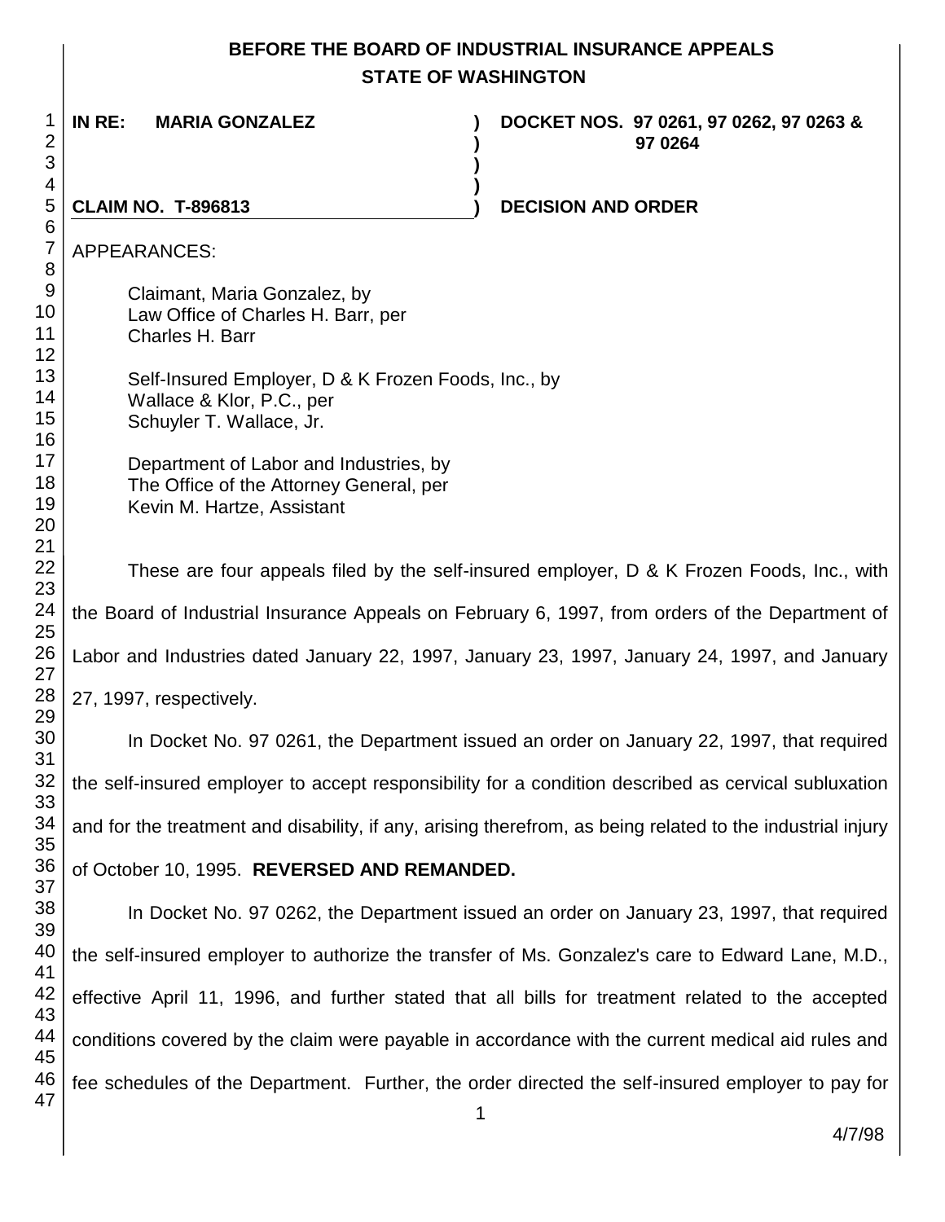**BEFORE THE BOARD OF INDUSTRIAL INSURANCE APPEALS**
**STATE OF WASHINGTON**

| | | |
|---|---|---|
| **IN RE: MARIA GONZALEZ** | **)** | **DOCKET NOS. 97 0261, 97 0262, 97 0263 & 97 0264** |
| | **)** | |
| | **)** | |
| | **)** | |
| **CLAIM NO. T-896813** | **)** | **DECISION AND ORDER** |

APPEARANCES:

Claimant, Maria Gonzalez, by
Law Office of Charles H. Barr, per
Charles H. Barr

Self-Insured Employer, D & K Frozen Foods, Inc., by
Wallace & Klor, P.C., per
Schuyler T. Wallace, Jr.

Department of Labor and Industries, by
The Office of the Attorney General, per
Kevin M. Hartze, Assistant

These are four appeals filed by the self-insured employer, D & K Frozen Foods, Inc., with the Board of Industrial Insurance Appeals on February 6, 1997, from orders of the Department of Labor and Industries dated January 22, 1997, January 23, 1997, January 24, 1997, and January 27, 1997, respectively.

In Docket No. 97 0261, the Department issued an order on January 22, 1997, that required the self-insured employer to accept responsibility for a condition described as cervical subluxation and for the treatment and disability, if any, arising therefrom, as being related to the industrial injury of October 10, 1995. **REVERSED AND REMANDED.**

In Docket No. 97 0262, the Department issued an order on January 23, 1997, that required the self-insured employer to authorize the transfer of Ms. Gonzalez's care to Edward Lane, M.D., effective April 11, 1996, and further stated that all bills for treatment related to the accepted conditions covered by the claim were payable in accordance with the current medical aid rules and fee schedules of the Department. Further, the order directed the self-insured employer to pay for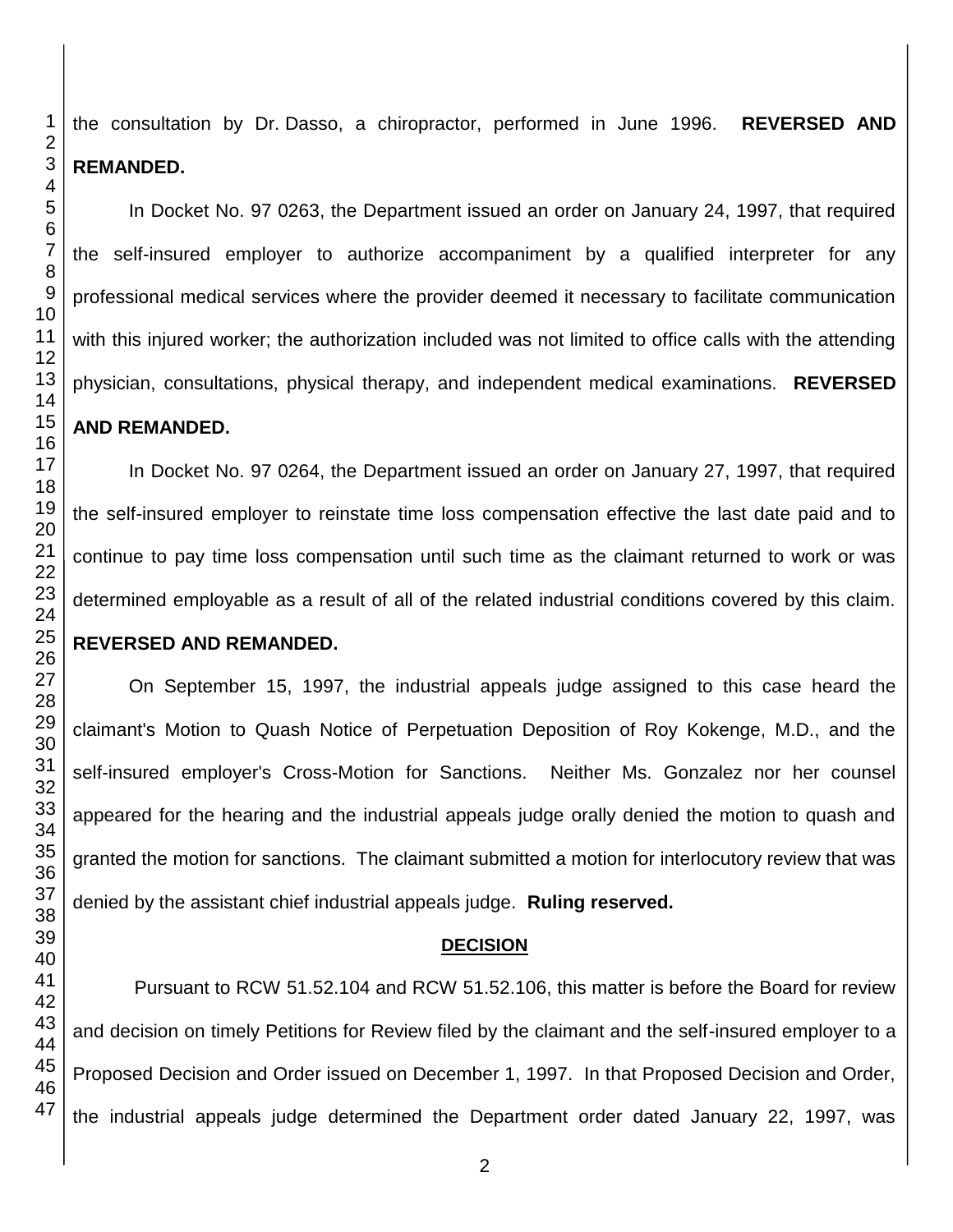the consultation by Dr. Dasso, a chiropractor, performed in June 1996. **REVERSED AND REMANDED.**

In Docket No. 97 0263, the Department issued an order on January 24, 1997, that required the self-insured employer to authorize accompaniment by a qualified interpreter for any professional medical services where the provider deemed it necessary to facilitate communication with this injured worker; the authorization included was not limited to office calls with the attending physician, consultations, physical therapy, and independent medical examinations. **REVERSED AND REMANDED.**

In Docket No. 97 0264, the Department issued an order on January 27, 1997, that required the self-insured employer to reinstate time loss compensation effective the last date paid and to continue to pay time loss compensation until such time as the claimant returned to work or was determined employable as a result of all of the related industrial conditions covered by this claim. **REVERSED AND REMANDED.**

On September 15, 1997, the industrial appeals judge assigned to this case heard the claimant's Motion to Quash Notice of Perpetuation Deposition of Roy Kokenge, M.D., and the self-insured employer's Cross-Motion for Sanctions. Neither Ms. Gonzalez nor her counsel appeared for the hearing and the industrial appeals judge orally denied the motion to quash and granted the motion for sanctions. The claimant submitted a motion for interlocutory review that was denied by the assistant chief industrial appeals judge. **Ruling reserved.**

## DECISION

Pursuant to RCW 51.52.104 and RCW 51.52.106, this matter is before the Board for review and decision on timely Petitions for Review filed by the claimant and the self-insured employer to a Proposed Decision and Order issued on December 1, 1997. In that Proposed Decision and Order, the industrial appeals judge determined the Department order dated January 22, 1997, was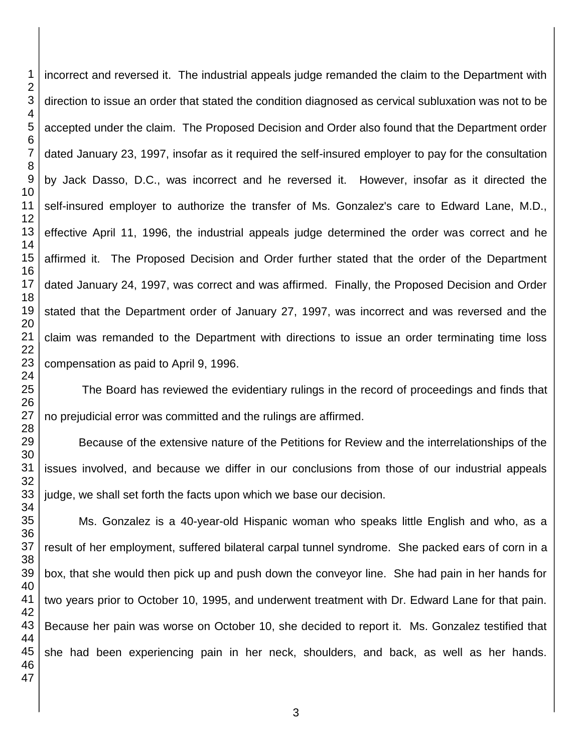incorrect and reversed it. The industrial appeals judge remanded the claim to the Department with direction to issue an order that stated the condition diagnosed as cervical subluxation was not to be accepted under the claim. The Proposed Decision and Order also found that the Department order dated January 23, 1997, insofar as it required the self-insured employer to pay for the consultation by Jack Dasso, D.C., was incorrect and he reversed it. However, insofar as it directed the self-insured employer to authorize the transfer of Ms. Gonzalez's care to Edward Lane, M.D., effective April 11, 1996, the industrial appeals judge determined the order was correct and he affirmed it. The Proposed Decision and Order further stated that the order of the Department dated January 24, 1997, was correct and was affirmed. Finally, the Proposed Decision and Order stated that the Department order of January 27, 1997, was incorrect and was reversed and the claim was remanded to the Department with directions to issue an order terminating time loss compensation as paid to April 9, 1996.

The Board has reviewed the evidentiary rulings in the record of proceedings and finds that no prejudicial error was committed and the rulings are affirmed.

Because of the extensive nature of the Petitions for Review and the interrelationships of the issues involved, and because we differ in our conclusions from those of our industrial appeals judge, we shall set forth the facts upon which we base our decision.

Ms. Gonzalez is a 40-year-old Hispanic woman who speaks little English and who, as a result of her employment, suffered bilateral carpal tunnel syndrome. She packed ears of corn in a box, that she would then pick up and push down the conveyor line. She had pain in her hands for two years prior to October 10, 1995, and underwent treatment with Dr. Edward Lane for that pain. Because her pain was worse on October 10, she decided to report it. Ms. Gonzalez testified that she had been experiencing pain in her neck, shoulders, and back, as well as her hands.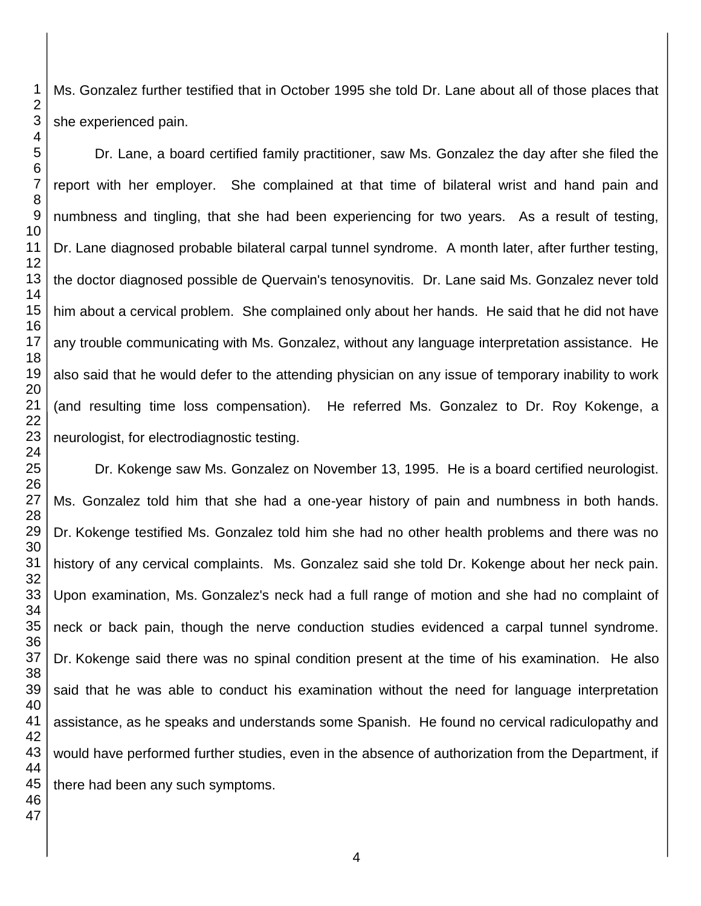Ms. Gonzalez further testified that in October 1995 she told Dr. Lane about all of those places that she experienced pain.

Dr. Lane, a board certified family practitioner, saw Ms. Gonzalez the day after she filed the report with her employer. She complained at that time of bilateral wrist and hand pain and numbness and tingling, that she had been experiencing for two years. As a result of testing, Dr. Lane diagnosed probable bilateral carpal tunnel syndrome. A month later, after further testing, the doctor diagnosed possible de Quervain's tenosynovitis. Dr. Lane said Ms. Gonzalez never told him about a cervical problem. She complained only about her hands. He said that he did not have any trouble communicating with Ms. Gonzalez, without any language interpretation assistance. He also said that he would defer to the attending physician on any issue of temporary inability to work (and resulting time loss compensation). He referred Ms. Gonzalez to Dr. Roy Kokenge, a neurologist, for electrodiagnostic testing.

Dr. Kokenge saw Ms. Gonzalez on November 13, 1995. He is a board certified neurologist. Ms. Gonzalez told him that she had a one-year history of pain and numbness in both hands. Dr. Kokenge testified Ms. Gonzalez told him she had no other health problems and there was no history of any cervical complaints. Ms. Gonzalez said she told Dr. Kokenge about her neck pain. Upon examination, Ms. Gonzalez's neck had a full range of motion and she had no complaint of neck or back pain, though the nerve conduction studies evidenced a carpal tunnel syndrome. Dr. Kokenge said there was no spinal condition present at the time of his examination. He also said that he was able to conduct his examination without the need for language interpretation assistance, as he speaks and understands some Spanish. He found no cervical radiculopathy and would have performed further studies, even in the absence of authorization from the Department, if there had been any such symptoms.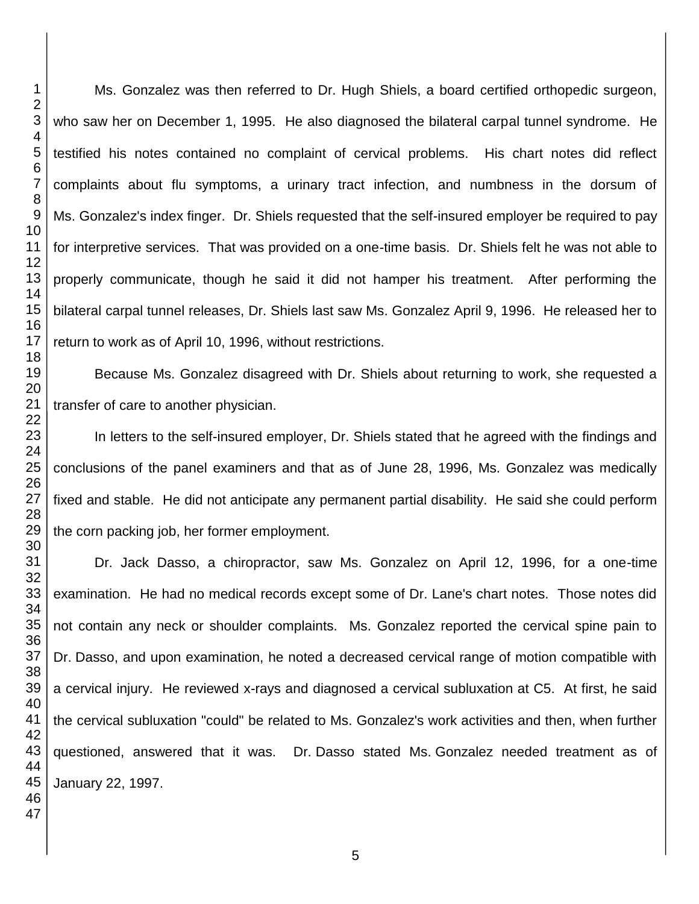Ms. Gonzalez was then referred to Dr. Hugh Shiels, a board certified orthopedic surgeon, who saw her on December 1, 1995. He also diagnosed the bilateral carpal tunnel syndrome. He testified his notes contained no complaint of cervical problems. His chart notes did reflect complaints about flu symptoms, a urinary tract infection, and numbness in the dorsum of Ms. Gonzalez's index finger. Dr. Shiels requested that the self-insured employer be required to pay for interpretive services. That was provided on a one-time basis. Dr. Shiels felt he was not able to properly communicate, though he said it did not hamper his treatment. After performing the bilateral carpal tunnel releases, Dr. Shiels last saw Ms. Gonzalez April 9, 1996. He released her to return to work as of April 10, 1996, without restrictions.

Because Ms. Gonzalez disagreed with Dr. Shiels about returning to work, she requested a transfer of care to another physician.

In letters to the self-insured employer, Dr. Shiels stated that he agreed with the findings and conclusions of the panel examiners and that as of June 28, 1996, Ms. Gonzalez was medically fixed and stable. He did not anticipate any permanent partial disability. He said she could perform the corn packing job, her former employment.

Dr. Jack Dasso, a chiropractor, saw Ms. Gonzalez on April 12, 1996, for a one-time examination. He had no medical records except some of Dr. Lane's chart notes. Those notes did not contain any neck or shoulder complaints. Ms. Gonzalez reported the cervical spine pain to Dr. Dasso, and upon examination, he noted a decreased cervical range of motion compatible with a cervical injury. He reviewed x-rays and diagnosed a cervical subluxation at C5. At first, he said the cervical subluxation "could" be related to Ms. Gonzalez's work activities and then, when further questioned, answered that it was. Dr. Dasso stated Ms. Gonzalez needed treatment as of January 22, 1997.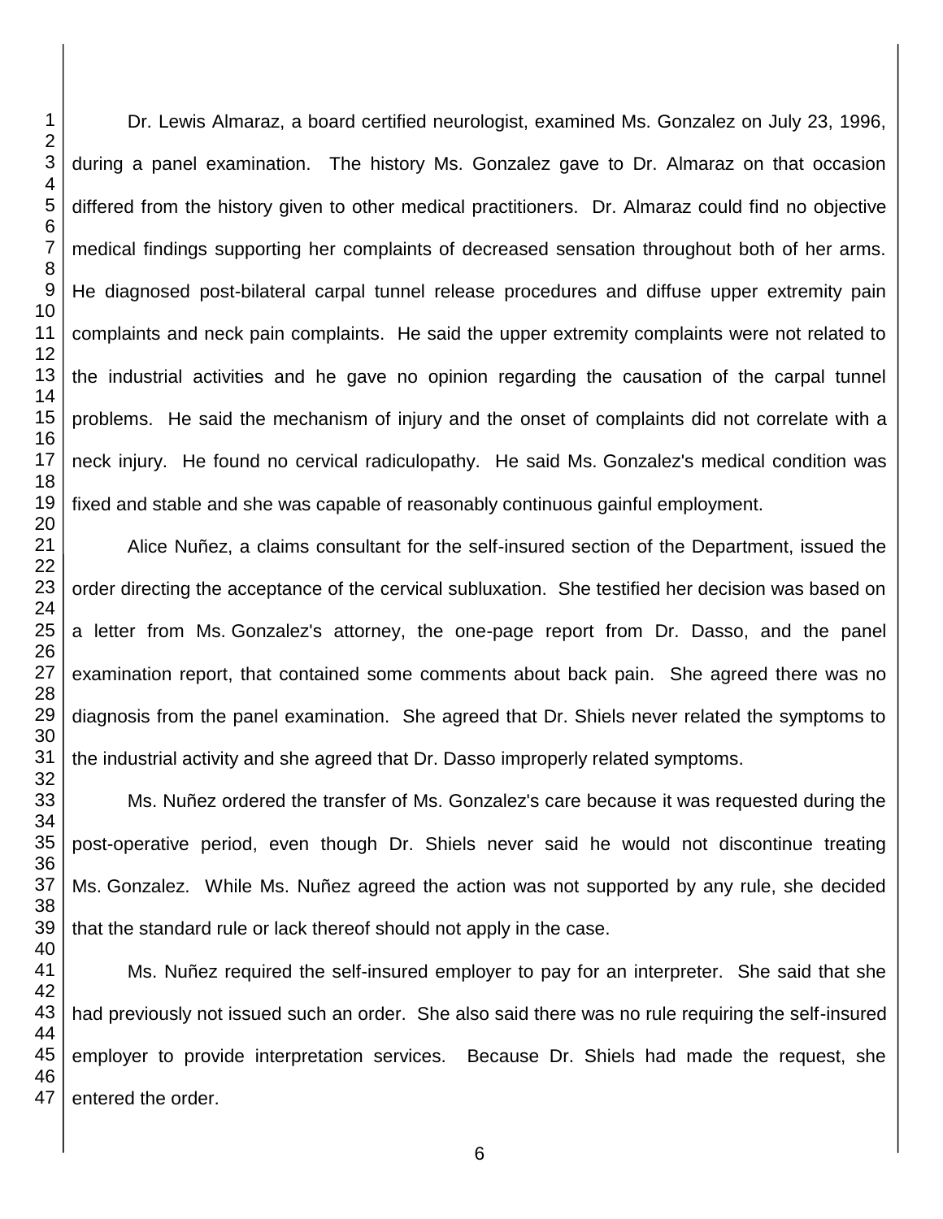Dr. Lewis Almaraz, a board certified neurologist, examined Ms. Gonzalez on July 23, 1996, during a panel examination. The history Ms. Gonzalez gave to Dr. Almaraz on that occasion differed from the history given to other medical practitioners. Dr. Almaraz could find no objective medical findings supporting her complaints of decreased sensation throughout both of her arms. He diagnosed post-bilateral carpal tunnel release procedures and diffuse upper extremity pain complaints and neck pain complaints. He said the upper extremity complaints were not related to the industrial activities and he gave no opinion regarding the causation of the carpal tunnel problems. He said the mechanism of injury and the onset of complaints did not correlate with a neck injury. He found no cervical radiculopathy. He said Ms. Gonzalez's medical condition was fixed and stable and she was capable of reasonably continuous gainful employment.

Alice Nuñez, a claims consultant for the self-insured section of the Department, issued the order directing the acceptance of the cervical subluxation. She testified her decision was based on a letter from Ms. Gonzalez's attorney, the one-page report from Dr. Dasso, and the panel examination report, that contained some comments about back pain. She agreed there was no diagnosis from the panel examination. She agreed that Dr. Shiels never related the symptoms to the industrial activity and she agreed that Dr. Dasso improperly related symptoms.

Ms. Nuñez ordered the transfer of Ms. Gonzalez's care because it was requested during the post-operative period, even though Dr. Shiels never said he would not discontinue treating Ms. Gonzalez. While Ms. Nuñez agreed the action was not supported by any rule, she decided that the standard rule or lack thereof should not apply in the case.

Ms. Nuñez required the self-insured employer to pay for an interpreter. She said that she had previously not issued such an order. She also said there was no rule requiring the self-insured employer to provide interpretation services. Because Dr. Shiels had made the request, she entered the order.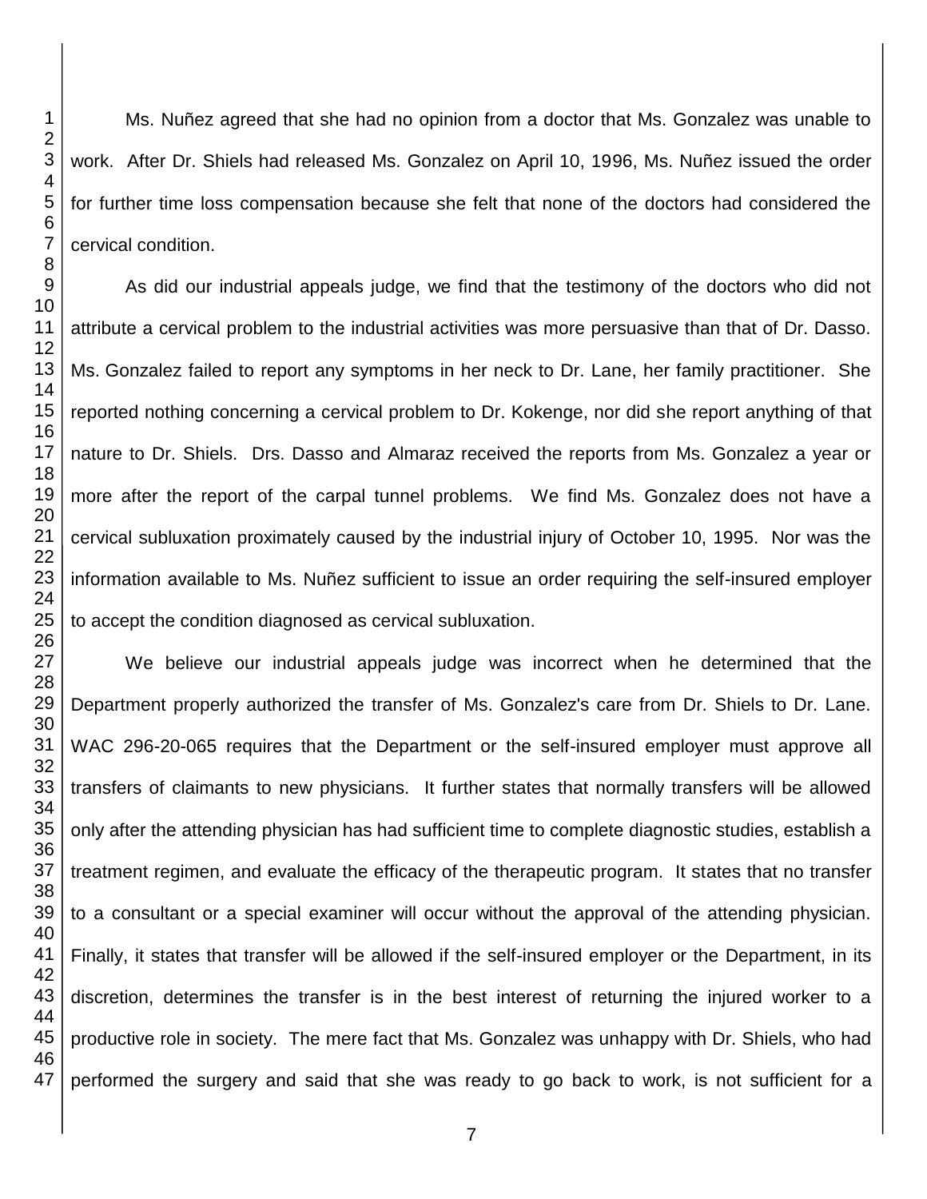Ms. Nuñez agreed that she had no opinion from a doctor that Ms. Gonzalez was unable to work. After Dr. Shiels had released Ms. Gonzalez on April 10, 1996, Ms. Nuñez issued the order for further time loss compensation because she felt that none of the doctors had considered the cervical condition.

As did our industrial appeals judge, we find that the testimony of the doctors who did not attribute a cervical problem to the industrial activities was more persuasive than that of Dr. Dasso. Ms. Gonzalez failed to report any symptoms in her neck to Dr. Lane, her family practitioner. She reported nothing concerning a cervical problem to Dr. Kokenge, nor did she report anything of that nature to Dr. Shiels. Drs. Dasso and Almaraz received the reports from Ms. Gonzalez a year or more after the report of the carpal tunnel problems. We find Ms. Gonzalez does not have a cervical subluxation proximately caused by the industrial injury of October 10, 1995. Nor was the information available to Ms. Nuñez sufficient to issue an order requiring the self-insured employer to accept the condition diagnosed as cervical subluxation.

We believe our industrial appeals judge was incorrect when he determined that the Department properly authorized the transfer of Ms. Gonzalez's care from Dr. Shiels to Dr. Lane. WAC 296-20-065 requires that the Department or the self-insured employer must approve all transfers of claimants to new physicians. It further states that normally transfers will be allowed only after the attending physician has had sufficient time to complete diagnostic studies, establish a treatment regimen, and evaluate the efficacy of the therapeutic program. It states that no transfer to a consultant or a special examiner will occur without the approval of the attending physician. Finally, it states that transfer will be allowed if the self-insured employer or the Department, in its discretion, determines the transfer is in the best interest of returning the injured worker to a productive role in society. The mere fact that Ms. Gonzalez was unhappy with Dr. Shiels, who had performed the surgery and said that she was ready to go back to work, is not sufficient for a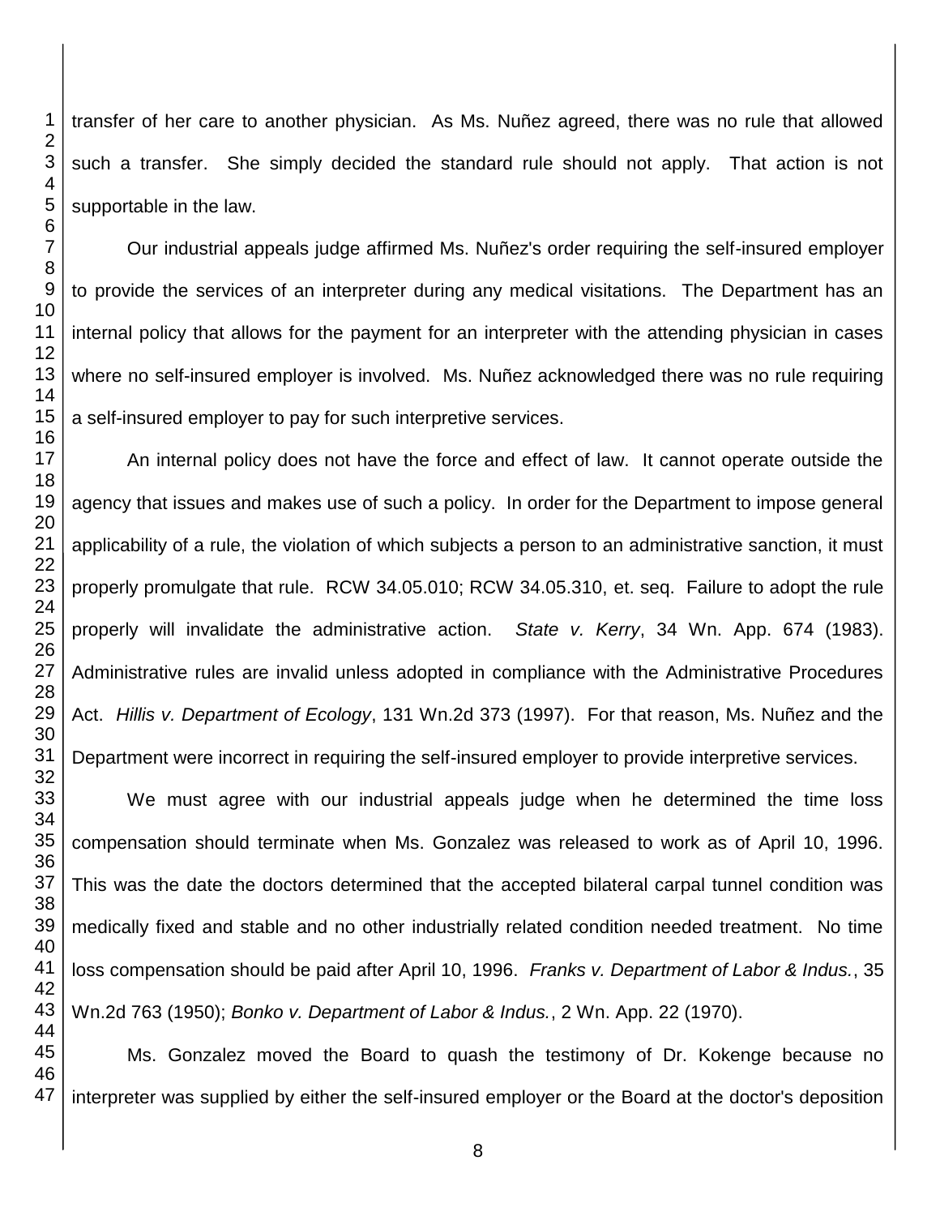transfer of her care to another physician. As Ms. Nuñez agreed, there was no rule that allowed such a transfer. She simply decided the standard rule should not apply. That action is not supportable in the law.

Our industrial appeals judge affirmed Ms. Nuñez's order requiring the self-insured employer to provide the services of an interpreter during any medical visitations. The Department has an internal policy that allows for the payment for an interpreter with the attending physician in cases where no self-insured employer is involved. Ms. Nuñez acknowledged there was no rule requiring a self-insured employer to pay for such interpretive services.

An internal policy does not have the force and effect of law. It cannot operate outside the agency that issues and makes use of such a policy. In order for the Department to impose general applicability of a rule, the violation of which subjects a person to an administrative sanction, it must properly promulgate that rule. RCW 34.05.010; RCW 34.05.310, et. seq. Failure to adopt the rule properly will invalidate the administrative action. *State v. Kerry*, 34 Wn. App. 674 (1983). Administrative rules are invalid unless adopted in compliance with the Administrative Procedures Act. *Hillis v. Department of Ecology*, 131 Wn.2d 373 (1997). For that reason, Ms. Nuñez and the Department were incorrect in requiring the self-insured employer to provide interpretive services.

We must agree with our industrial appeals judge when he determined the time loss compensation should terminate when Ms. Gonzalez was released to work as of April 10, 1996. This was the date the doctors determined that the accepted bilateral carpal tunnel condition was medically fixed and stable and no other industrially related condition needed treatment. No time loss compensation should be paid after April 10, 1996. *Franks v. Department of Labor & Indus.*, 35 Wn.2d 763 (1950); *Bonko v. Department of Labor & Indus.*, 2 Wn. App. 22 (1970).

Ms. Gonzalez moved the Board to quash the testimony of Dr. Kokenge because no interpreter was supplied by either the self-insured employer or the Board at the doctor's deposition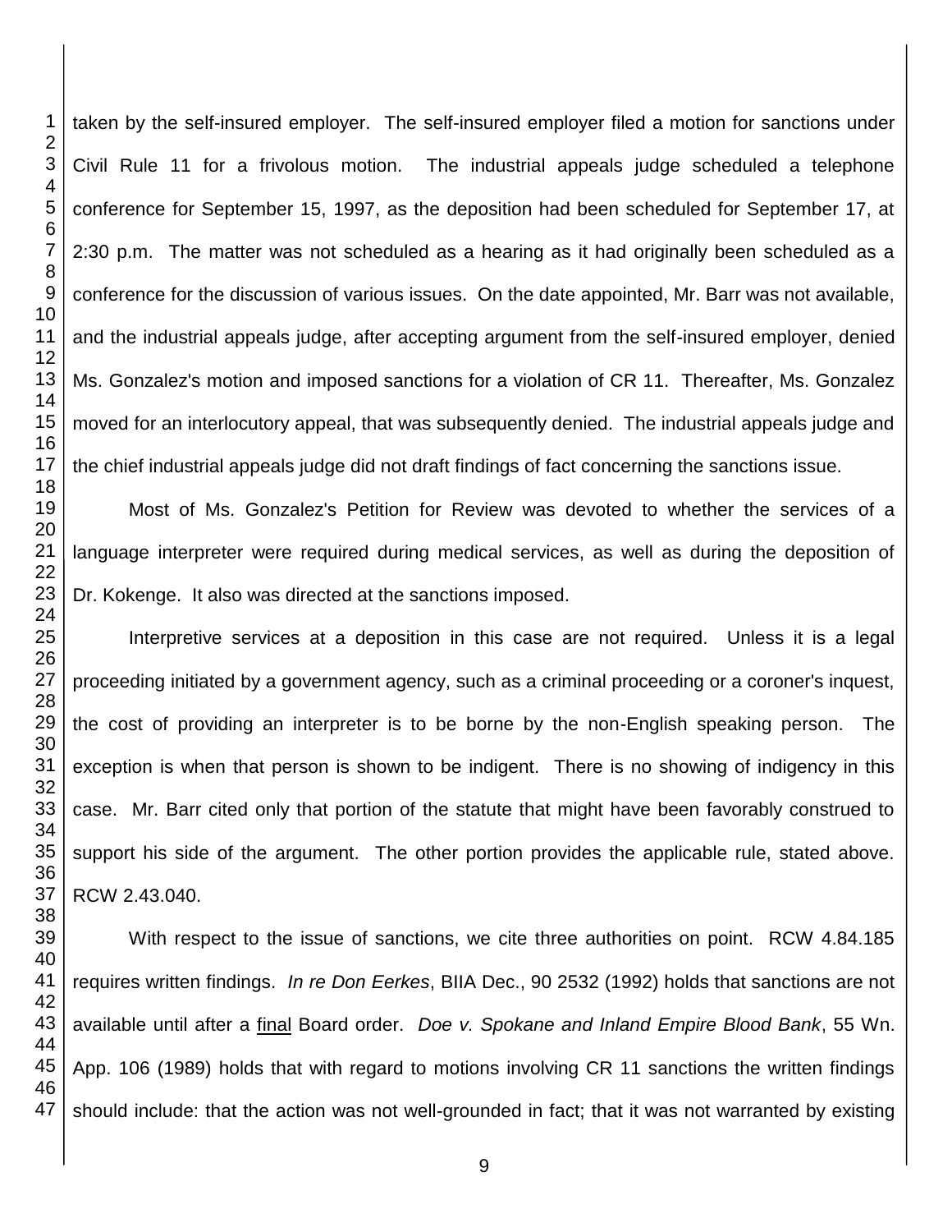taken by the self-insured employer. The self-insured employer filed a motion for sanctions under Civil Rule 11 for a frivolous motion. The industrial appeals judge scheduled a telephone conference for September 15, 1997, as the deposition had been scheduled for September 17, at 2:30 p.m. The matter was not scheduled as a hearing as it had originally been scheduled as a conference for the discussion of various issues. On the date appointed, Mr. Barr was not available, and the industrial appeals judge, after accepting argument from the self-insured employer, denied Ms. Gonzalez's motion and imposed sanctions for a violation of CR 11. Thereafter, Ms. Gonzalez moved for an interlocutory appeal, that was subsequently denied. The industrial appeals judge and the chief industrial appeals judge did not draft findings of fact concerning the sanctions issue.

Most of Ms. Gonzalez's Petition for Review was devoted to whether the services of a language interpreter were required during medical services, as well as during the deposition of Dr. Kokenge. It also was directed at the sanctions imposed.

Interpretive services at a deposition in this case are not required. Unless it is a legal proceeding initiated by a government agency, such as a criminal proceeding or a coroner's inquest, the cost of providing an interpreter is to be borne by the non-English speaking person. The exception is when that person is shown to be indigent. There is no showing of indigency in this case. Mr. Barr cited only that portion of the statute that might have been favorably construed to support his side of the argument. The other portion provides the applicable rule, stated above. RCW 2.43.040.

With respect to the issue of sanctions, we cite three authorities on point. RCW 4.84.185 requires written findings. *In re Don Eerkes*, BIIA Dec., 90 2532 (1992) holds that sanctions are not available until after a final Board order. *Doe v. Spokane and Inland Empire Blood Bank*, 55 Wn. App. 106 (1989) holds that with regard to motions involving CR 11 sanctions the written findings should include: that the action was not well-grounded in fact; that it was not warranted by existing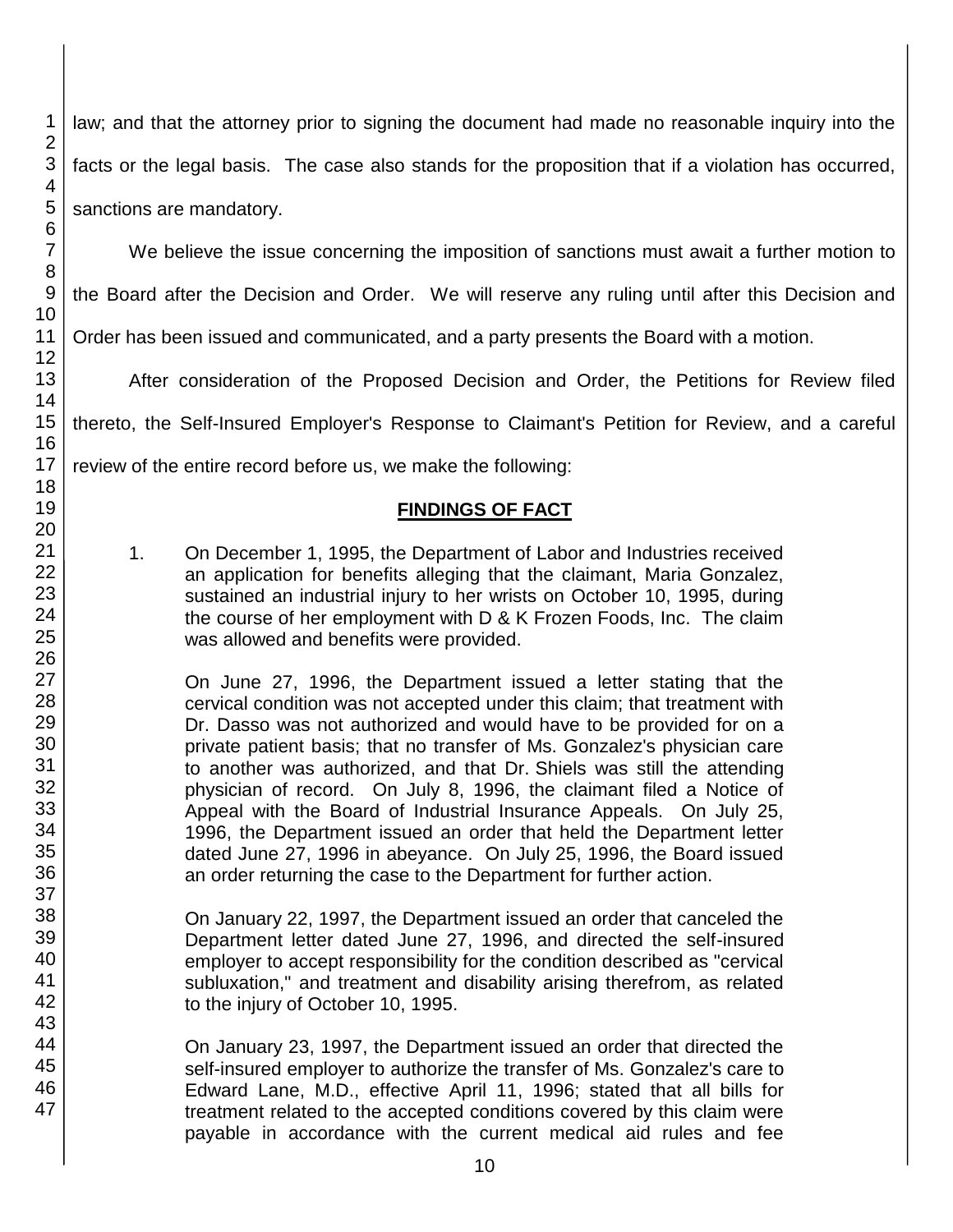law; and that the attorney prior to signing the document had made no reasonable inquiry into the facts or the legal basis. The case also stands for the proposition that if a violation has occurred, sanctions are mandatory.

We believe the issue concerning the imposition of sanctions must await a further motion to the Board after the Decision and Order. We will reserve any ruling until after this Decision and Order has been issued and communicated, and a party presents the Board with a motion.

After consideration of the Proposed Decision and Order, the Petitions for Review filed thereto, the Self-Insured Employer's Response to Claimant's Petition for Review, and a careful review of the entire record before us, we make the following:

## FINDINGS OF FACT

1. On December 1, 1995, the Department of Labor and Industries received an application for benefits alleging that the claimant, Maria Gonzalez, sustained an industrial injury to her wrists on October 10, 1995, during the course of her employment with D & K Frozen Foods, Inc. The claim was allowed and benefits were provided.

   On June 27, 1996, the Department issued a letter stating that the cervical condition was not accepted under this claim; that treatment with Dr. Dasso was not authorized and would have to be provided for on a private patient basis; that no transfer of Ms. Gonzalez's physician care to another was authorized, and that Dr. Shiels was still the attending physician of record. On July 8, 1996, the claimant filed a Notice of Appeal with the Board of Industrial Insurance Appeals. On July 25, 1996, the Department issued an order that held the Department letter dated June 27, 1996 in abeyance. On July 25, 1996, the Board issued an order returning the case to the Department for further action.

   On January 22, 1997, the Department issued an order that canceled the Department letter dated June 27, 1996, and directed the self-insured employer to accept responsibility for the condition described as "cervical subluxation," and treatment and disability arising therefrom, as related to the injury of October 10, 1995.

   On January 23, 1997, the Department issued an order that directed the self-insured employer to authorize the transfer of Ms. Gonzalez's care to Edward Lane, M.D., effective April 11, 1996; stated that all bills for treatment related to the accepted conditions covered by this claim were payable in accordance with the current medical aid rules and fee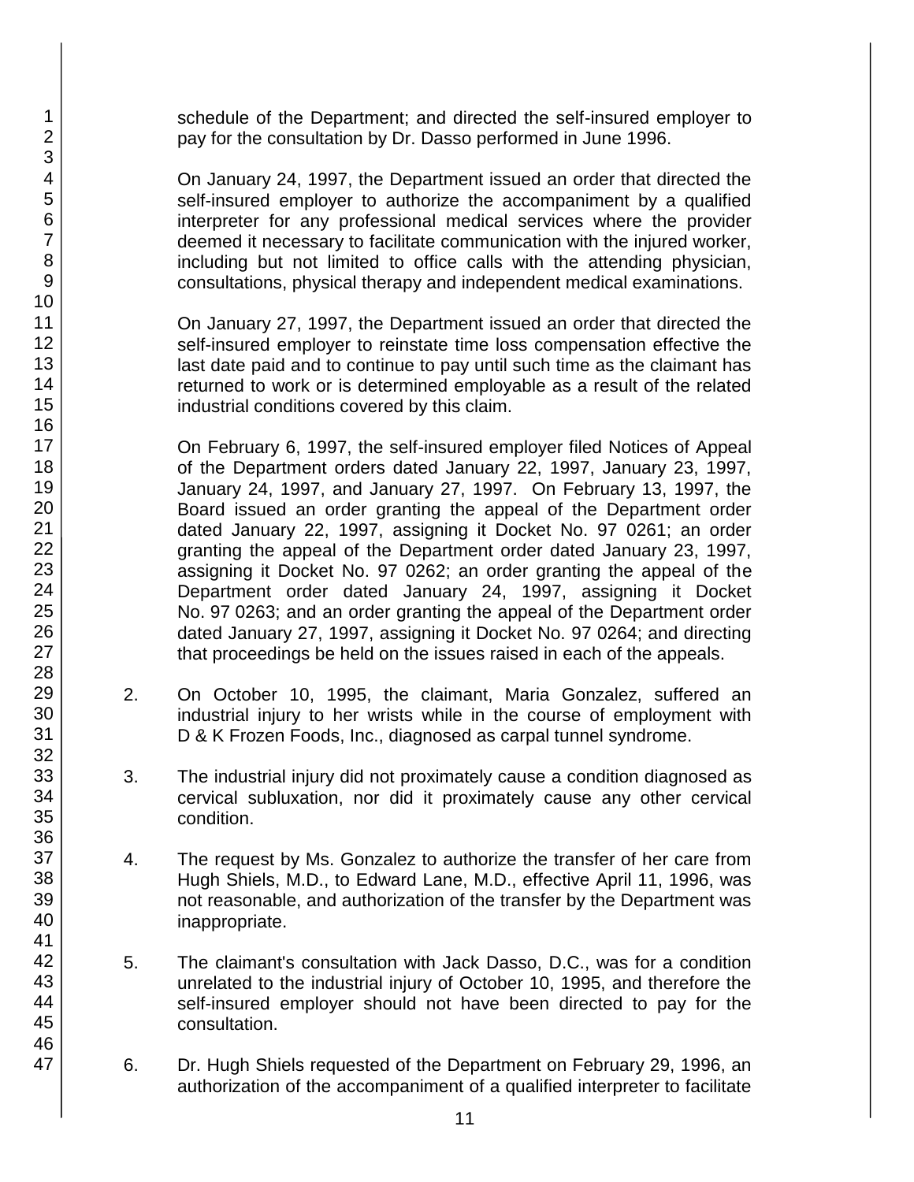schedule of the Department; and directed the self-insured employer to pay for the consultation by Dr. Dasso performed in June 1996.

On January 24, 1997, the Department issued an order that directed the self-insured employer to authorize the accompaniment by a qualified interpreter for any professional medical services where the provider deemed it necessary to facilitate communication with the injured worker, including but not limited to office calls with the attending physician, consultations, physical therapy and independent medical examinations.

On January 27, 1997, the Department issued an order that directed the self-insured employer to reinstate time loss compensation effective the last date paid and to continue to pay until such time as the claimant has returned to work or is determined employable as a result of the related industrial conditions covered by this claim.

On February 6, 1997, the self-insured employer filed Notices of Appeal of the Department orders dated January 22, 1997, January 23, 1997, January 24, 1997, and January 27, 1997. On February 13, 1997, the Board issued an order granting the appeal of the Department order dated January 22, 1997, assigning it Docket No. 97 0261; an order granting the appeal of the Department order dated January 23, 1997, assigning it Docket No. 97 0262; an order granting the appeal of the Department order dated January 24, 1997, assigning it Docket No. 97 0263; and an order granting the appeal of the Department order dated January 27, 1997, assigning it Docket No. 97 0264; and directing that proceedings be held on the issues raised in each of the appeals.

2. On October 10, 1995, the claimant, Maria Gonzalez, suffered an industrial injury to her wrists while in the course of employment with D & K Frozen Foods, Inc., diagnosed as carpal tunnel syndrome.

3. The industrial injury did not proximately cause a condition diagnosed as cervical subluxation, nor did it proximately cause any other cervical condition.

4. The request by Ms. Gonzalez to authorize the transfer of her care from Hugh Shiels, M.D., to Edward Lane, M.D., effective April 11, 1996, was not reasonable, and authorization of the transfer by the Department was inappropriate.

5. The claimant's consultation with Jack Dasso, D.C., was for a condition unrelated to the industrial injury of October 10, 1995, and therefore the self-insured employer should not have been directed to pay for the consultation.

6. Dr. Hugh Shiels requested of the Department on February 29, 1996, an authorization of the accompaniment of a qualified interpreter to facilitate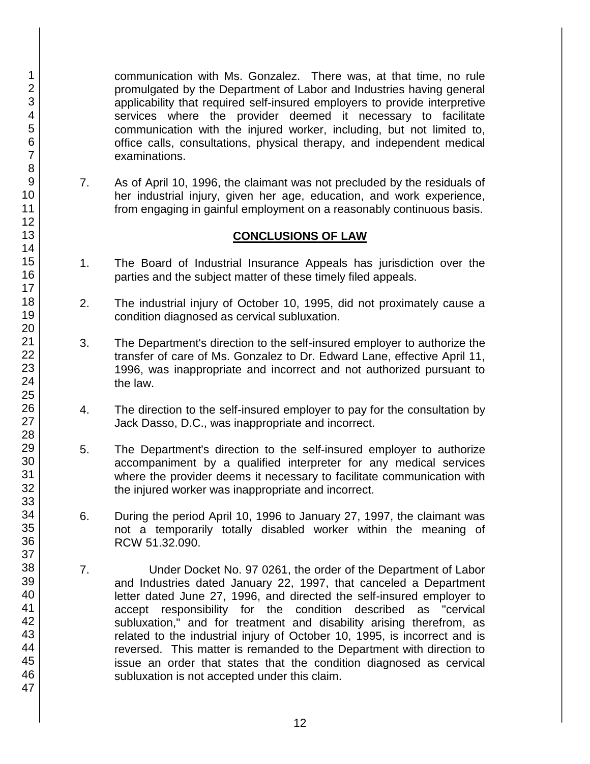communication with Ms. Gonzalez. There was, at that time, no rule promulgated by the Department of Labor and Industries having general applicability that required self-insured employers to provide interpretive services where the provider deemed it necessary to facilitate communication with the injured worker, including, but not limited to, office calls, consultations, physical therapy, and independent medical examinations.

7. As of April 10, 1996, the claimant was not precluded by the residuals of her industrial injury, given her age, education, and work experience, from engaging in gainful employment on a reasonably continuous basis.

## CONCLUSIONS OF LAW

1. The Board of Industrial Insurance Appeals has jurisdiction over the parties and the subject matter of these timely filed appeals.

2. The industrial injury of October 10, 1995, did not proximately cause a condition diagnosed as cervical subluxation.

3. The Department's direction to the self-insured employer to authorize the transfer of care of Ms. Gonzalez to Dr. Edward Lane, effective April 11, 1996, was inappropriate and incorrect and not authorized pursuant to the law.

4. The direction to the self-insured employer to pay for the consultation by Jack Dasso, D.C., was inappropriate and incorrect.

5. The Department's direction to the self-insured employer to authorize accompaniment by a qualified interpreter for any medical services where the provider deems it necessary to facilitate communication with the injured worker was inappropriate and incorrect.

6. During the period April 10, 1996 to January 27, 1997, the claimant was not a temporarily totally disabled worker within the meaning of RCW 51.32.090.

7. Under Docket No. 97 0261, the order of the Department of Labor and Industries dated January 22, 1997, that canceled a Department letter dated June 27, 1996, and directed the self-insured employer to accept responsibility for the condition described as "cervical subluxation," and for treatment and disability arising therefrom, as related to the industrial injury of October 10, 1995, is incorrect and is reversed. This matter is remanded to the Department with direction to issue an order that states that the condition diagnosed as cervical subluxation is not accepted under this claim.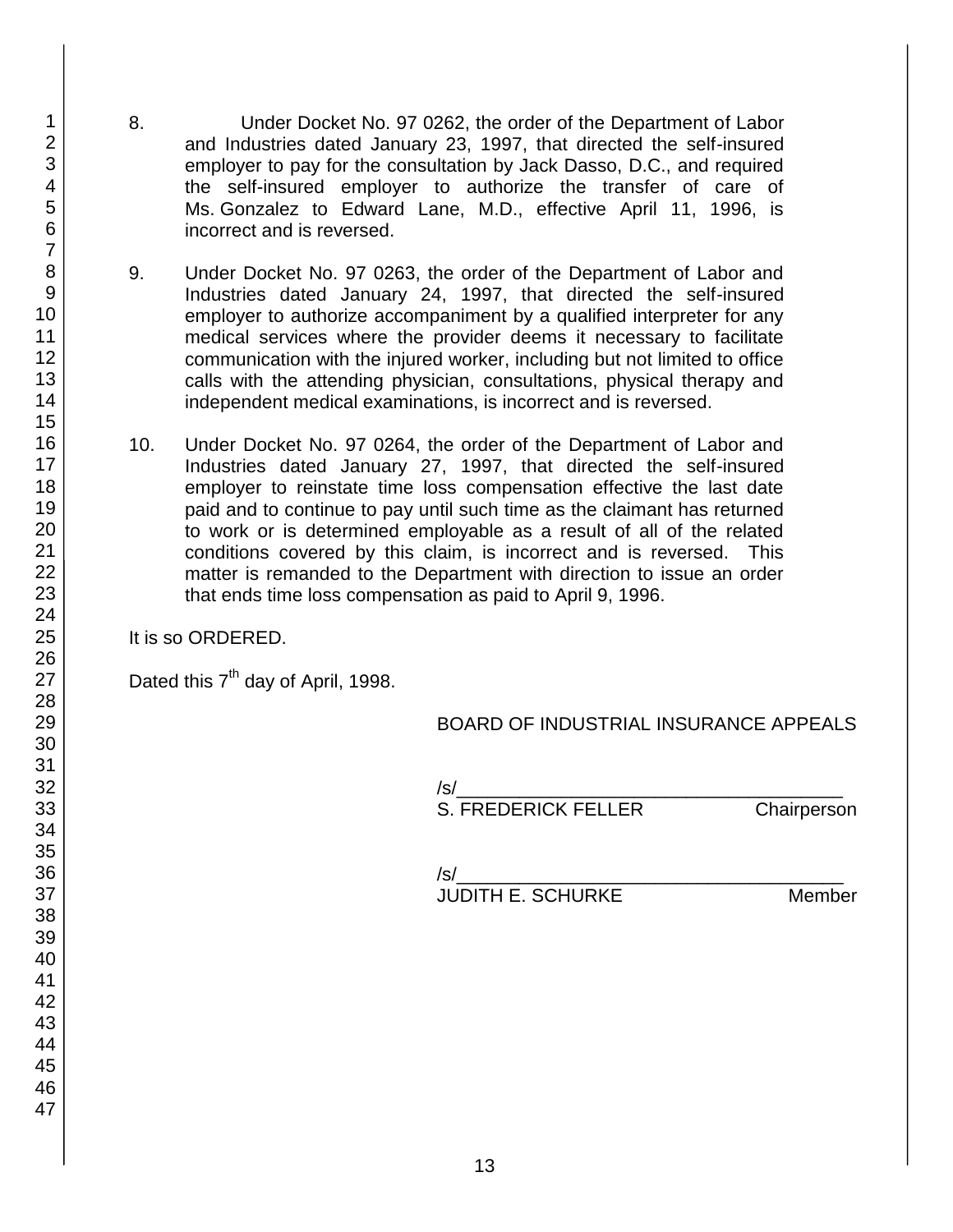8. Under Docket No. 97 0262, the order of the Department of Labor and Industries dated January 23, 1997, that directed the self-insured employer to pay for the consultation by Jack Dasso, D.C., and required the self-insured employer to authorize the transfer of care of Ms. Gonzalez to Edward Lane, M.D., effective April 11, 1996, is incorrect and is reversed.

9. Under Docket No. 97 0263, the order of the Department of Labor and Industries dated January 24, 1997, that directed the self-insured employer to authorize accompaniment by a qualified interpreter for any medical services where the provider deems it necessary to facilitate communication with the injured worker, including but not limited to office calls with the attending physician, consultations, physical therapy and independent medical examinations, is incorrect and is reversed.

10. Under Docket No. 97 0264, the order of the Department of Labor and Industries dated January 27, 1997, that directed the self-insured employer to reinstate time loss compensation effective the last date paid and to continue to pay until such time as the claimant has returned to work or is determined employable as a result of all of the related conditions covered by this claim, is incorrect and is reversed. This matter is remanded to the Department with direction to issue an order that ends time loss compensation as paid to April 9, 1996.

It is so ORDERED.

Dated this 7th day of April, 1998.

BOARD OF INDUSTRIAL INSURANCE APPEALS

/s/\_\_\_\_\_\_\_\_\_\_\_\_\_\_\_\_\_\_\_\_\_\_\_\_\_\_\_\_\_\_\_\_\_\_\_\_
S. FREDERICK FELLER Chairperson

/s/\_\_\_\_\_\_\_\_\_\_\_\_\_\_\_\_\_\_\_\_\_\_\_\_\_\_\_\_\_\_\_\_\_\_\_\_
JUDITH E. SCHURKE Member